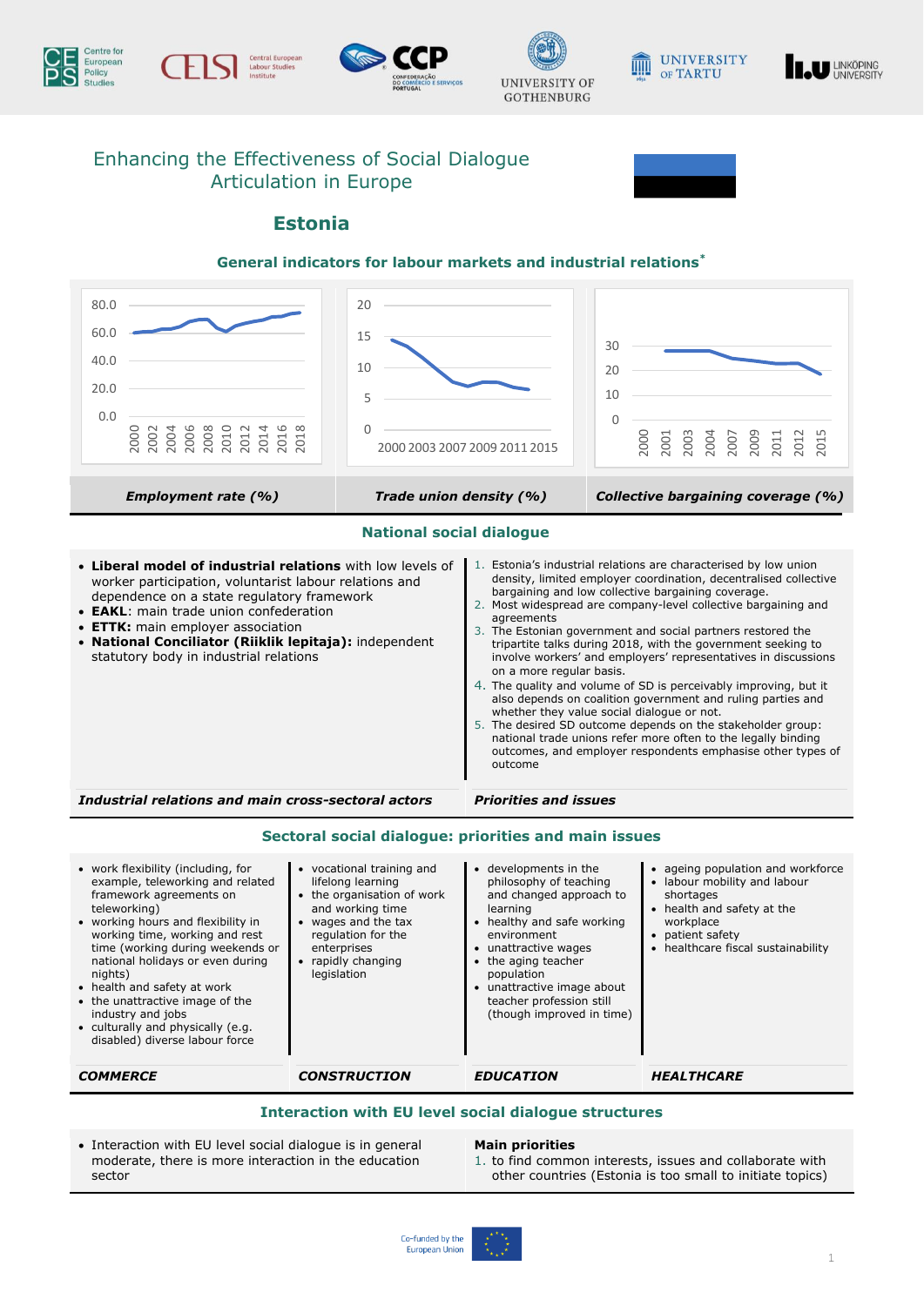# Enhancing the Effectiveness of Social Dialogue Articulation in Europe

## Estonia

### General indicators for labour markets and industrial relations*

| Employment rate (%) | Trade union density (%) | Collective bargaining coverage (%) |
|---|---|---|

### National social dialogue

**Industrial relations and main cross-sectoral actors**

- **Liberal model of industrial relations** with low levels of worker participation, voluntarist labour relations and dependence on a state regulatory framework
- **EAKL**: main trade union confederation
- **ETTK:** main employer association
- **National Conciliator (Riiklik lepitaja):** independent statutory body in industrial relations

**Priorities and issues**

1. Estonia's industrial relations are characterised by low union density, limited employer coordination, decentralised collective bargaining and low collective bargaining coverage.
2. Most widespread are company-level collective bargaining and agreements
3. The Estonian government and social partners restored the tripartite talks during 2018, with the government seeking to involve workers' and employers' representatives in discussions on a more regular basis.
4. The quality and volume of SD is perceivably improving, but it also depends on coalition government and ruling parties and whether they value social dialogue or not.
5. The desired SD outcome depends on the stakeholder group: national trade unions refer more often to the legally binding outcomes, and employer respondents emphasise other types of outcome

### Sectoral social dialogue: priorities and main issues

**COMMERCE**

- work flexibility (including, for example, teleworking and related framework agreements on teleworking)
- working hours and flexibility in working time, working and rest time (working during weekends or national holidays or even during nights)
- health and safety at work
- the unattractive image of the industry and jobs
- culturally and physically (e.g. disabled) diverse labour force

**CONSTRUCTION**

- vocational training and lifelong learning
- the organisation of work and working time
- wages and the tax regulation for the enterprises
- rapidly changing legislation

**EDUCATION**

- developments in the philosophy of teaching and changed approach to learning
- healthy and safe working environment
- unattractive wages
- the aging teacher population
- unattractive image about teacher profession still (though improved in time)

**HEALTHCARE**

- ageing population and workforce
- labour mobility and labour shortages
- health and safety at the workplace
- patient safety
- healthcare fiscal sustainability

### Interaction with EU level social dialogue structures

- Interaction with EU level social dialogue is in general moderate, there is more interaction in the education sector

**Main priorities**

1. to find common interests, issues and collaborate with other countries (Estonia is too small to initiate topics)

Co-funded by the European Union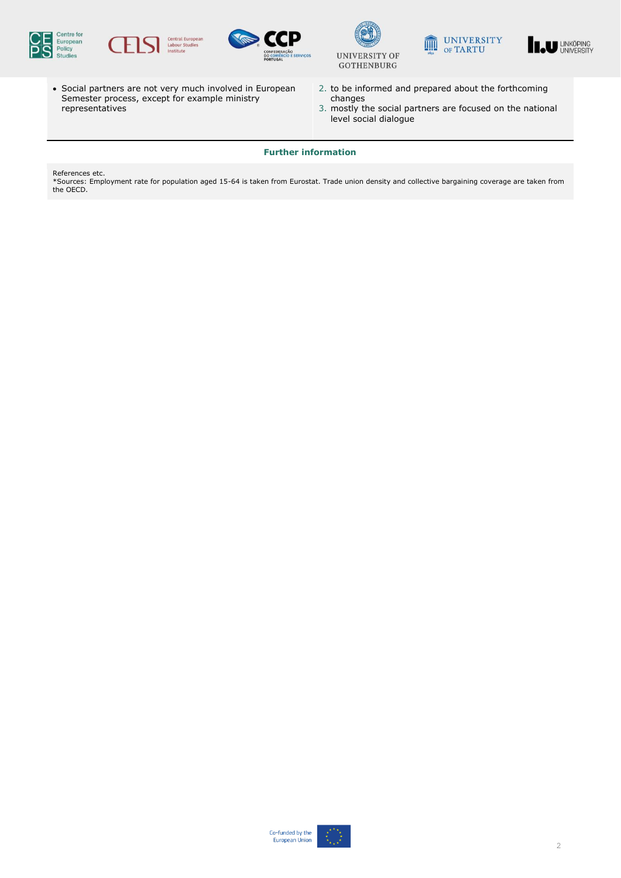| | |
|---|---|
| • Social partners are not very much involved in European Semester process, except for example ministry representatives | 2. to be informed and prepared about the forthcoming changes<br>3. mostly the social partners are focused on the national level social dialogue |

**Further information**

References etc.
*Sources: Employment rate for population aged 15-64 is taken from Eurostat. Trade union density and collective bargaining coverage are taken from the OECD.